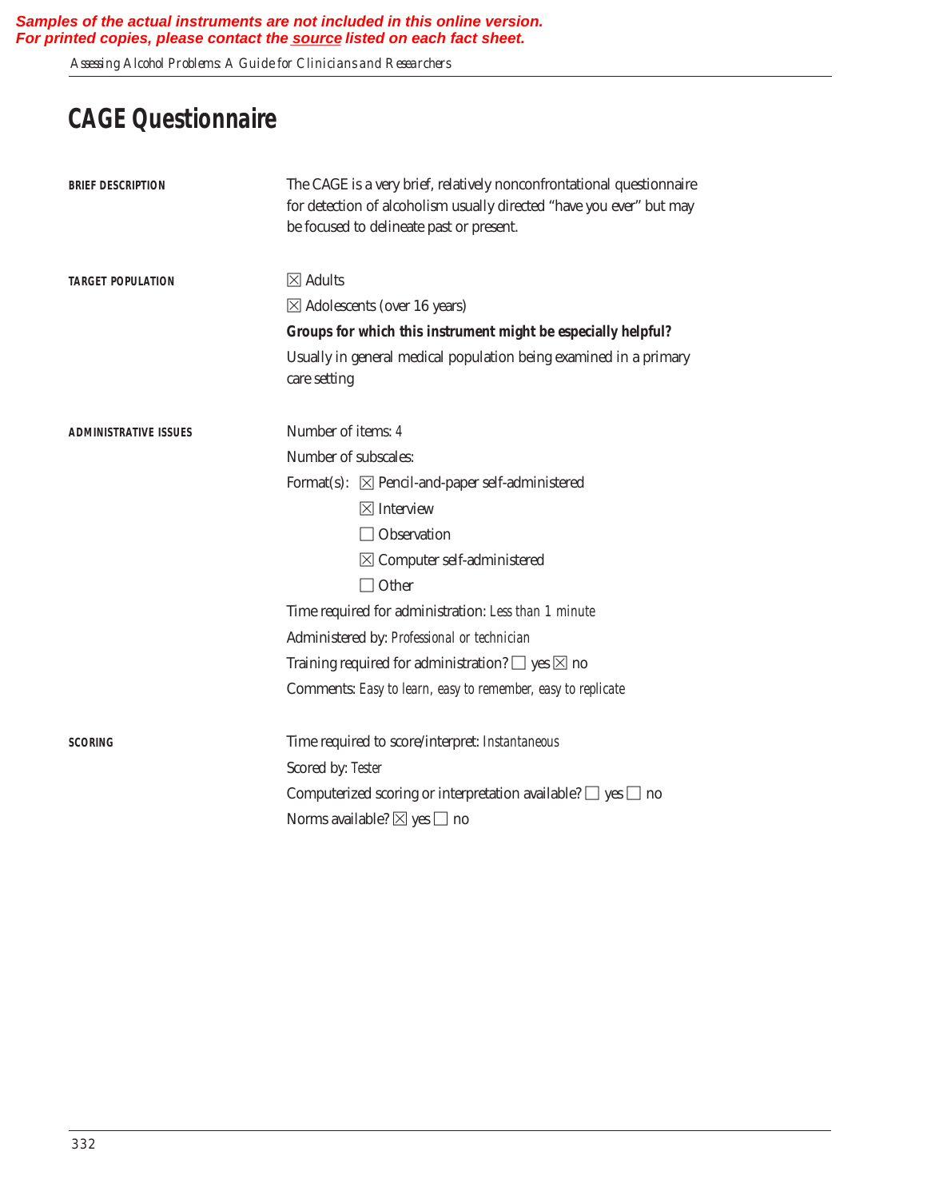**Samples of the actual instruments are not included in this online version.**
**For printed copies, please contact the source listed on each fact sheet.**

# CAGE Questionnaire

**BRIEF DESCRIPTION**

The CAGE is a very brief, relatively nonconfrontational questionnaire for detection of alcoholism usually directed "have you ever" but may be focused to delineate past or present.

**TARGET POPULATION**

☒ Adults

☒ Adolescents (over 16 years)

**Groups for which this instrument might be especially helpful?**

Usually in general medical population being examined in a primary care setting

**ADMINISTRATIVE ISSUES**

Number of items: *4*

Number of subscales:

Format(s):
- ☒ Pencil-and-paper self-administered
- ☒ Interview
- ☐ Observation
- ☒ Computer self-administered
- ☐ Other

Time required for administration: *Less than 1 minute*

Administered by: *Professional or technician*

Training required for administration? ☐ yes ☒ no

Comments: *Easy to learn, easy to remember, easy to replicate*

**SCORING**

Time required to score/interpret: *Instantaneous*

Scored by: *Tester*

Computerized scoring or interpretation available? ☐ yes ☐ no

Norms available? ☒ yes ☐ no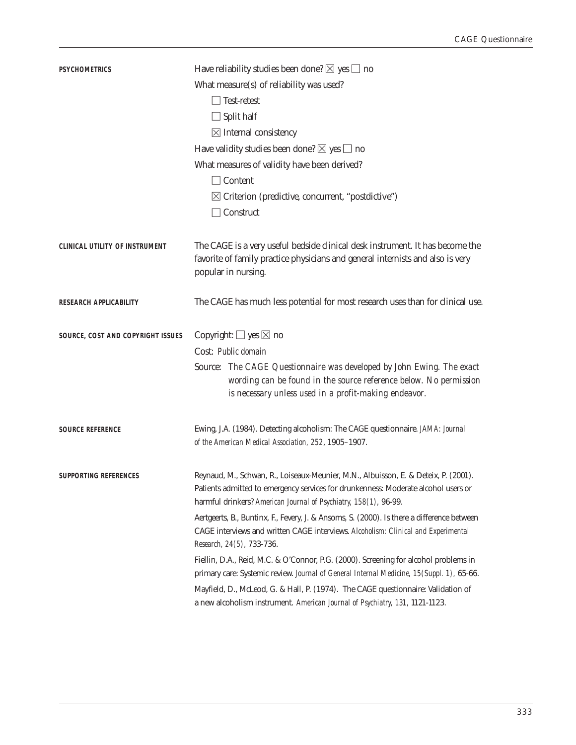**PSYCHOMETRICS**

Have reliability studies been done? ☒ yes ☐ no

What measure(s) of reliability was used?

- ☐ Test-retest
- ☐ Split half
- ☒ Internal consistency

Have validity studies been done? ☒ yes ☐ no

What measures of validity have been derived?

- ☐ Content
- ☒ Criterion (predictive, concurrent, "postdictive")
- ☐ Construct

**CLINICAL UTILITY OF INSTRUMENT**

The CAGE is a very useful bedside clinical desk instrument. It has become the favorite of family practice physicians and general internists and also is very popular in nursing.

**RESEARCH APPLICABILITY**

The CAGE has much less potential for most research uses than for clinical use.

**SOURCE, COST AND COPYRIGHT ISSUES**

Copyright: ☐ yes ☒ no

Cost: *Public domain*

Source: *The CAGE Questionnaire was developed by John Ewing. The exact wording can be found in the source reference below. No permission is necessary unless used in a profit-making endeavor.*

**SOURCE REFERENCE**

Ewing, J.A. (1984). Detecting alcoholism: The CAGE questionnaire. *JAMA: Journal of the American Medical Association, 252*, 1905–1907.

**SUPPORTING REFERENCES**

Reynaud, M., Schwan, R., Loiseaux-Meunier, M.N., Albuisson, E. & Deteix, P. (2001). Patients admitted to emergency services for drunkenness: Moderate alcohol users or harmful drinkers? *American Journal of Psychiatry, 158(1),* 96-99.

Aertgeerts, B., Buntinx, F., Fevery, J. & Ansoms, S. (2000). Is there a difference between CAGE interviews and written CAGE interviews. *Alcoholism: Clinical and Experimental Research, 24(5),* 733-736.

Fiellin, D.A., Reid, M.C. & O'Connor, P.G. (2000). Screening for alcohol problems in primary care: Systemic review. *Journal of General Internal Medicine, 15(Suppl. 1),* 65-66.

Mayfield, D., McLeod, G. & Hall, P. (1974). The CAGE questionnaire: Validation of a new alcoholism instrument. *American Journal of Psychiatry, 131,* 1121-1123.